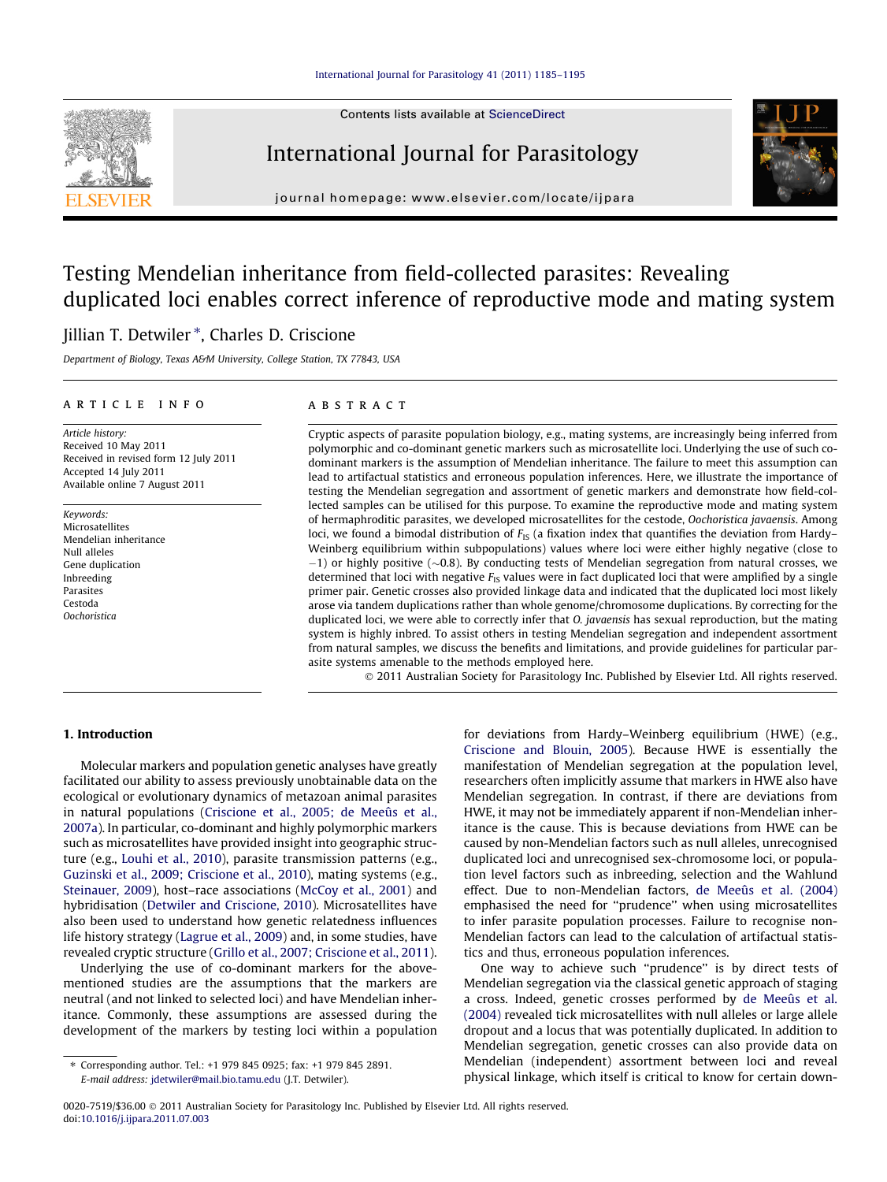# Testing Mendelian inheritance from field-collected parasites: Revealing duplicated loci enables correct inference of reproductive mode and mating system

Jillian T. Detwiler *, Charles D. Criscione

*Department of Biology, Texas A&M University, College Station, TX 77843, USA*

## ARTICLE INFO

*Article history:*
Received 10 May 2011
Received in revised form 12 July 2011
Accepted 14 July 2011
Available online 7 August 2011

*Keywords:*
Microsatellites
Mendelian inheritance
Null alleles
Gene duplication
Inbreeding
Parasites
Cestoda
*Oochoristica*

## ABSTRACT

Cryptic aspects of parasite population biology, e.g., mating systems, are increasingly being inferred from polymorphic and co-dominant genetic markers such as microsatellite loci. Underlying the use of such co-dominant markers is the assumption of Mendelian inheritance. The failure to meet this assumption can lead to artifactual statistics and erroneous population inferences. Here, we illustrate the importance of testing the Mendelian segregation and assortment of genetic markers and demonstrate how field-collected samples can be utilised for this purpose. To examine the reproductive mode and mating system of hermaphroditic parasites, we developed microsatellites for the cestode, *Oochoristica javaensis*. Among loci, we found a bimodal distribution of $F_{IS}$ (a fixation index that quantifies the deviation from Hardy–Weinberg equilibrium within subpopulations) values where loci were either highly negative (close to −1) or highly positive (∼0.8). By conducting tests of Mendelian segregation from natural crosses, we determined that loci with negative $F_{IS}$ values were in fact duplicated loci that were amplified by a single primer pair. Genetic crosses also provided linkage data and indicated that the duplicated loci most likely arose via tandem duplications rather than whole genome/chromosome duplications. By correcting for the duplicated loci, we were able to correctly infer that *O. javaensis* has sexual reproduction, but the mating system is highly inbred. To assist others in testing Mendelian segregation and independent assortment from natural samples, we discuss the benefits and limitations, and provide guidelines for particular parasite systems amenable to the methods employed here.

© 2011 Australian Society for Parasitology Inc. Published by Elsevier Ltd. All rights reserved.

## 1. Introduction

Molecular markers and population genetic analyses have greatly facilitated our ability to assess previously unobtainable data on the ecological or evolutionary dynamics of metazoan animal parasites in natural populations (Criscione et al., 2005; de Meeûs et al., 2007a). In particular, co-dominant and highly polymorphic markers such as microsatellites have provided insight into geographic structure (e.g., Louhi et al., 2010), parasite transmission patterns (e.g., Guzinski et al., 2009; Criscione et al., 2010), mating systems (e.g., Steinauer, 2009), host–race associations (McCoy et al., 2001) and hybridisation (Detwiler and Criscione, 2010). Microsatellites have also been used to understand how genetic relatedness influences life history strategy (Lagrue et al., 2009) and, in some studies, have revealed cryptic structure (Grillo et al., 2007; Criscione et al., 2011).

Underlying the use of co-dominant markers for the above-mentioned studies are the assumptions that the markers are neutral (and not linked to selected loci) and have Mendelian inheritance. Commonly, these assumptions are assessed during the development of the markers by testing loci within a population for deviations from Hardy–Weinberg equilibrium (HWE) (e.g., Criscione and Blouin, 2005). Because HWE is essentially the manifestation of Mendelian segregation at the population level, researchers often implicitly assume that markers in HWE also have Mendelian segregation. In contrast, if there are deviations from HWE, it may not be immediately apparent if non-Mendelian inheritance is the cause. This is because deviations from HWE can be caused by non-Mendelian factors such as null alleles, unrecognised duplicated loci and unrecognised sex-chromosome loci, or population level factors such as inbreeding, selection and the Wahlund effect. Due to non-Mendelian factors, de Meeûs et al. (2004) emphasised the need for "prudence" when using microsatellites to infer parasite population processes. Failure to recognise non-Mendelian factors can lead to the calculation of artifactual statistics and thus, erroneous population inferences.

One way to achieve such "prudence" is by direct tests of Mendelian segregation via the classical genetic approach of staging a cross. Indeed, genetic crosses performed by de Meeûs et al. (2004) revealed tick microsatellites with null alleles or large allele dropout and a locus that was potentially duplicated. In addition to Mendelian segregation, genetic crosses can also provide data on Mendelian (independent) assortment between loci and reveal physical linkage, which itself is critical to know for certain down-

* Corresponding author. Tel.: +1 979 845 0925; fax: +1 979 845 2891.
E-mail address: jdetwiler@mail.bio.tamu.edu (J.T. Detwiler).

0020-7519/$36.00 © 2011 Australian Society for Parasitology Inc. Published by Elsevier Ltd. All rights reserved.
doi:10.1016/j.ijpara.2011.07.003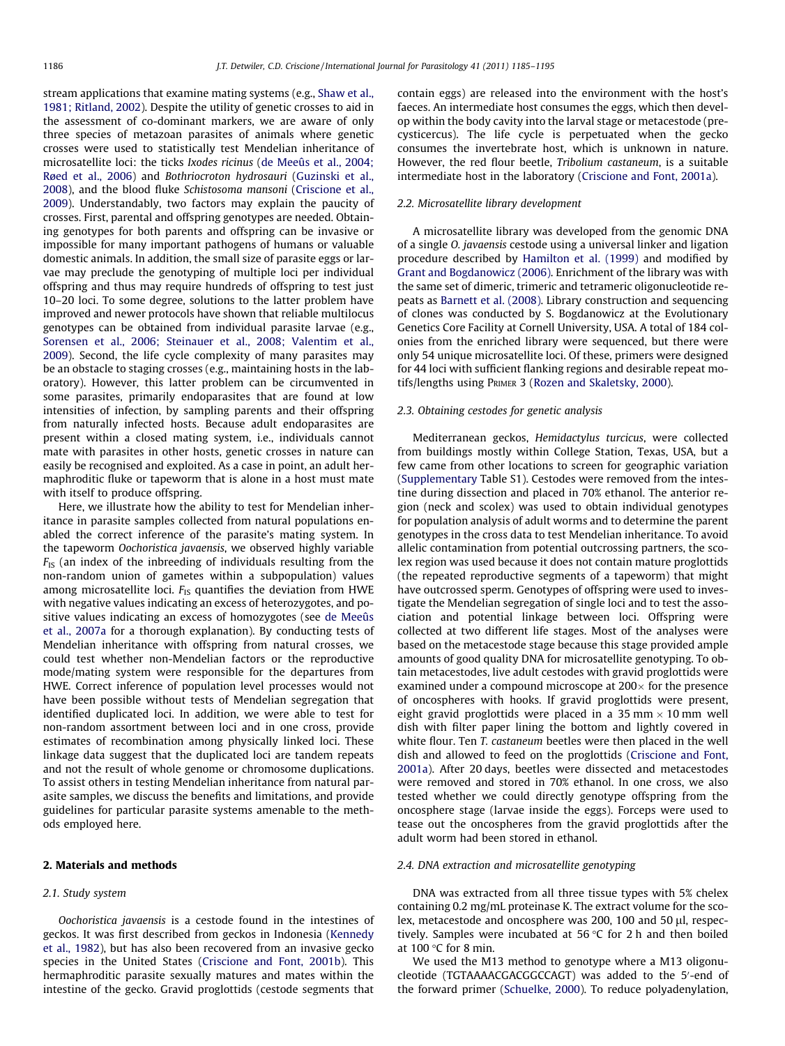stream applications that examine mating systems (e.g., Shaw et al., 1981; Ritland, 2002). Despite the utility of genetic crosses to aid in the assessment of co-dominant markers, we are aware of only three species of metazoan parasites of animals where genetic crosses were used to statistically test Mendelian inheritance of microsatellite loci: the ticks *Ixodes ricinus* (de Meeûs et al., 2004; Røed et al., 2006) and *Bothriocroton hydrosauri* (Guzinski et al., 2008), and the blood fluke *Schistosoma mansoni* (Criscione et al., 2009). Understandably, two factors may explain the paucity of crosses. First, parental and offspring genotypes are needed. Obtaining genotypes for both parents and offspring can be invasive or impossible for many important pathogens of humans or valuable domestic animals. In addition, the small size of parasite eggs or larvae may preclude the genotyping of multiple loci per individual offspring and thus may require hundreds of offspring to test just 10–20 loci. To some degree, solutions to the latter problem have improved and newer protocols have shown that reliable multilocus genotypes can be obtained from individual parasite larvae (e.g., Sorensen et al., 2006; Steinauer et al., 2008; Valentim et al., 2009). Second, the life cycle complexity of many parasites may be an obstacle to staging crosses (e.g., maintaining hosts in the laboratory). However, this latter problem can be circumvented in some parasites, primarily endoparasites that are found at low intensities of infection, by sampling parents and their offspring from naturally infected hosts. Because adult endoparasites are present within a closed mating system, i.e., individuals cannot mate with parasites in other hosts, genetic crosses in nature can easily be recognised and exploited. As a case in point, an adult hermaphroditic fluke or tapeworm that is alone in a host must mate with itself to produce offspring.

Here, we illustrate how the ability to test for Mendelian inheritance in parasite samples collected from natural populations enabled the correct inference of the parasite's mating system. In the tapeworm *Oochoristica javaensis*, we observed highly variable $F_{IS}$ (an index of the inbreeding of individuals resulting from the non-random union of gametes within a subpopulation) values among microsatellite loci. $F_{IS}$ quantifies the deviation from HWE with negative values indicating an excess of heterozygotes, and positive values indicating an excess of homozygotes (see de Meeûs et al., 2007a for a thorough explanation). By conducting tests of Mendelian inheritance with offspring from natural crosses, we could test whether non-Mendelian factors or the reproductive mode/mating system were responsible for the departures from HWE. Correct inference of population level processes would not have been possible without tests of Mendelian segregation that identified duplicated loci. In addition, we were able to test for non-random assortment between loci and in one cross, provide estimates of recombination among physically linked loci. These linkage data suggest that the duplicated loci are tandem repeats and not the result of whole genome or chromosome duplications. To assist others in testing Mendelian inheritance from natural parasite samples, we discuss the benefits and limitations, and provide guidelines for particular parasite systems amenable to the methods employed here.

## 2. Materials and methods

### 2.1. Study system

*Oochoristica javaensis* is a cestode found in the intestines of geckos. It was first described from geckos in Indonesia (Kennedy et al., 1982), but has also been recovered from an invasive gecko species in the United States (Criscione and Font, 2001b). This hermaphroditic parasite sexually matures and mates within the intestine of the gecko. Gravid proglottids (cestode segments that contain eggs) are released into the environment with the host's faeces. An intermediate host consumes the eggs, which then develop within the body cavity into the larval stage or metacestode (precysticercus). The life cycle is perpetuated when the gecko consumes the invertebrate host, which is unknown in nature. However, the red flour beetle, *Tribolium castaneum*, is a suitable intermediate host in the laboratory (Criscione and Font, 2001a).

### 2.2. Microsatellite library development

A microsatellite library was developed from the genomic DNA of a single *O. javaensis* cestode using a universal linker and ligation procedure described by Hamilton et al. (1999) and modified by Grant and Bogdanowicz (2006). Enrichment of the library was with the same set of dimeric, trimeric and tetrameric oligonucleotide repeats as Barnett et al. (2008). Library construction and sequencing of clones was conducted by S. Bogdanowicz at the Evolutionary Genetics Core Facility at Cornell University, USA. A total of 184 colonies from the enriched library were sequenced, but there were only 54 unique microsatellite loci. Of these, primers were designed for 44 loci with sufficient flanking regions and desirable repeat motifs/lengths using Primer 3 (Rozen and Skaletsky, 2000).

### 2.3. Obtaining cestodes for genetic analysis

Mediterranean geckos, *Hemidactylus turcicus*, were collected from buildings mostly within College Station, Texas, USA, but a few came from other locations to screen for geographic variation (Supplementary Table S1). Cestodes were removed from the intestine during dissection and placed in 70% ethanol. The anterior region (neck and scolex) was used to obtain individual genotypes for population analysis of adult worms and to determine the parent genotypes in the cross data to test Mendelian inheritance. To avoid allelic contamination from potential outcrossing partners, the scolex region was used because it does not contain mature proglottids (the repeated reproductive segments of a tapeworm) that might have outcrossed sperm. Genotypes of offspring were used to investigate the Mendelian segregation of single loci and to test the association and potential linkage between loci. Offspring were collected at two different life stages. Most of the analyses were based on the metacestode stage because this stage provided ample amounts of good quality DNA for microsatellite genotyping. To obtain metacestodes, live adult cestodes with gravid proglottids were examined under a compound microscope at 200× for the presence of oncospheres with hooks. If gravid proglottids were present, eight gravid proglottids were placed in a 35 mm × 10 mm well dish with filter paper lining the bottom and lightly covered in white flour. Ten *T. castaneum* beetles were then placed in the well dish and allowed to feed on the proglottids (Criscione and Font, 2001a). After 20 days, beetles were dissected and metacestodes were removed and stored in 70% ethanol. In one cross, we also tested whether we could directly genotype offspring from the oncosphere stage (larvae inside the eggs). Forceps were used to tease out the oncospheres from the gravid proglottids after the adult worm had been stored in ethanol.

### 2.4. DNA extraction and microsatellite genotyping

DNA was extracted from all three tissue types with 5% chelex containing 0.2 mg/mL proteinase K. The extract volume for the scolex, metacestode and oncosphere was 200, 100 and 50 µl, respectively. Samples were incubated at 56 °C for 2 h and then boiled at 100 °C for 8 min.

We used the M13 method to genotype where a M13 oligonucleotide (TGTAAAACGACGGCCAGT) was added to the 5′-end of the forward primer (Schuelke, 2000). To reduce polyadenylation,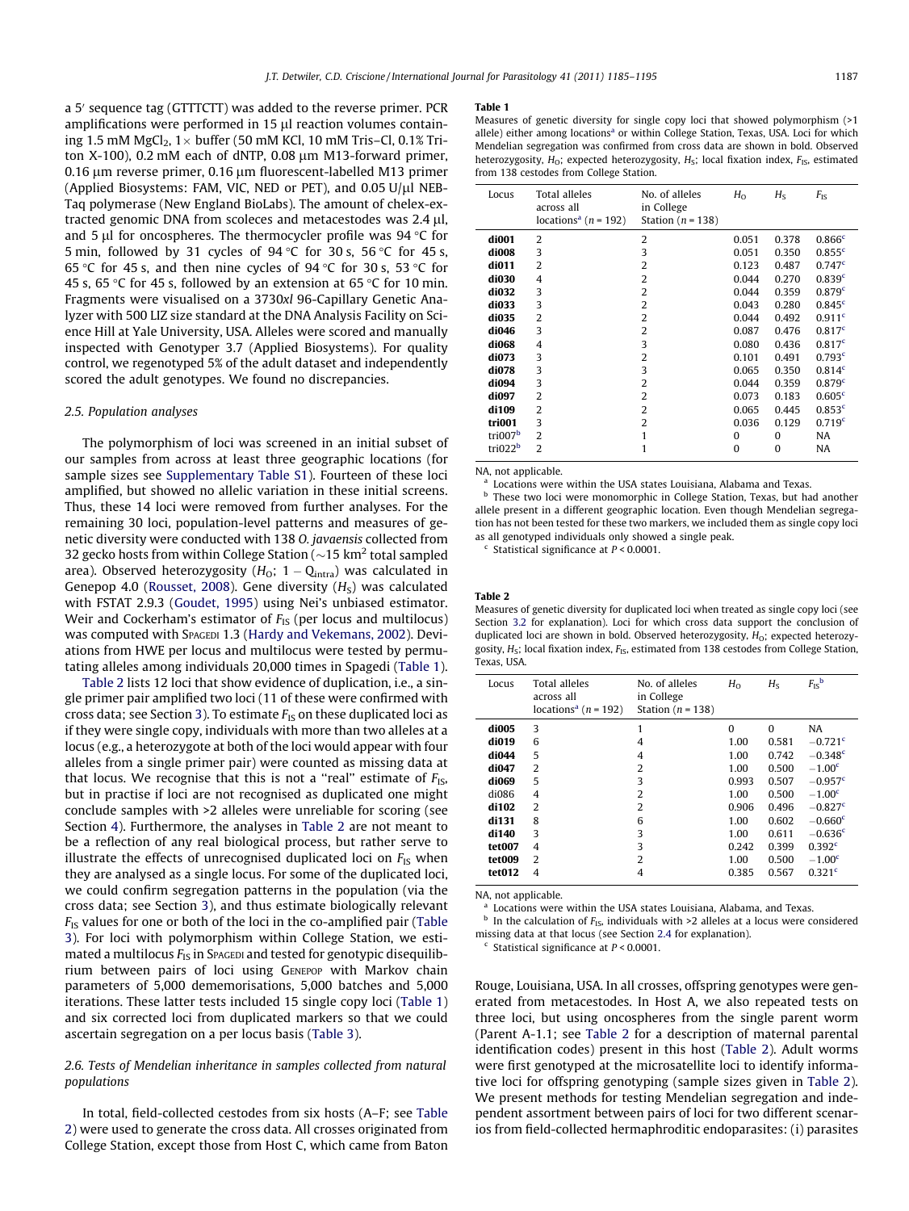a 5′ sequence tag (GTTTCTT) was added to the reverse primer. PCR amplifications were performed in 15 μl reaction volumes containing 1.5 mM $MgCl_2$, 1× buffer (50 mM KCl, 10 mM Tris–Cl, 0.1% Triton X-100), 0.2 mM each of dNTP, 0.08 μm M13-forward primer, 0.16 μm reverse primer, 0.16 μm fluorescent-labelled M13 primer (Applied Biosystems: FAM, VIC, NED or PET), and 0.05 U/μl NEB-Taq polymerase (New England BioLabs). The amount of chelex-extracted genomic DNA from scoleces and metacestodes was 2.4 μl, and 5 μl for oncospheres. The thermocycler profile was 94 °C for 5 min, followed by 31 cycles of 94 °C for 30 s, 56 °C for 45 s, 65 °C for 45 s, and then nine cycles of 94 °C for 30 s, 53 °C for 45 s, 65 °C for 45 s, followed by an extension at 65 °C for 10 min. Fragments were visualised on a 3730*xl* 96-Capillary Genetic Analyzer with 500 LIZ size standard at the DNA Analysis Facility on Science Hill at Yale University, USA. Alleles were scored and manually inspected with Genotyper 3.7 (Applied Biosystems). For quality control, we regenotyped 5% of the adult dataset and independently scored the adult genotypes. We found no discrepancies.

### 2.5. Population analyses

The polymorphism of loci was screened in an initial subset of our samples from across at least three geographic locations (for sample sizes see Supplementary Table S1). Fourteen of these loci amplified, but showed no allelic variation in these initial screens. Thus, these 14 loci were removed from further analyses. For the remaining 30 loci, population-level patterns and measures of genetic diversity were conducted with 138 *O. javaensis* collected from 32 gecko hosts from within College Station (~15 km² total sampled area). Observed heterozygosity ($H_O$; $1 - Q_{intra}$) was calculated in Genepop 4.0 (Rousset, 2008). Gene diversity ($H_S$) was calculated with FSTAT 2.9.3 (Goudet, 1995) using Nei's unbiased estimator. Weir and Cockerham's estimator of $F_{IS}$ (per locus and multilocus) was computed with Spagedi 1.3 (Hardy and Vekemans, 2002). Deviations from HWE per locus and multilocus were tested by permutating alleles among individuals 20,000 times in Spagedi (Table 1).

Table 2 lists 12 loci that show evidence of duplication, i.e., a single primer pair amplified two loci (11 of these were confirmed with cross data; see Section 3). To estimate $F_{IS}$ on these duplicated loci as if they were single copy, individuals with more than two alleles at a locus (e.g., a heterozygote at both of the loci would appear with four alleles from a single primer pair) were counted as missing data at that locus. We recognise that this is not a "real" estimate of $F_{IS}$, but in practise if loci are not recognised as duplicated one might conclude samples with >2 alleles were unreliable for scoring (see Section 4). Furthermore, the analyses in Table 2 are not meant to be a reflection of any real biological process, but rather serve to illustrate the effects of unrecognised duplicated loci on $F_{IS}$ when they are analysed as a single locus. For some of the duplicated loci, we could confirm segregation patterns in the population (via the cross data; see Section 3), and thus estimate biologically relevant $F_{IS}$ values for one or both of the loci in the co-amplified pair (Table 3). For loci with polymorphism within College Station, we estimated a multilocus $F_{IS}$ in Spagedi and tested for genotypic disequilibrium between pairs of loci using Genepop with Markov chain parameters of 5,000 dememorisations, 5,000 batches and 5,000 iterations. These latter tests included 15 single copy loci (Table 1) and six corrected loci from duplicated markers so that we could ascertain segregation on a per locus basis (Table 3).

### 2.6. Tests of Mendelian inheritance in samples collected from natural populations

In total, field-collected cestodes from six hosts (A–F; see Table 2) were used to generate the cross data. All crosses originated from College Station, except those from Host C, which came from Baton Rouge, Louisiana, USA. In all crosses, offspring genotypes were generated from metacestodes. In Host A, we also repeated tests on three loci, but using oncospheres from the single parent worm (Parent A-1.1; see Table 2 for a description of maternal parental identification codes) present in this host (Table 2). Adult worms were first genotyped at the microsatellite loci to identify informative loci for offspring genotyping (sample sizes given in Table 2). We present methods for testing Mendelian segregation and independent assortment between pairs of loci for two different scenarios from field-collected hermaphroditic endoparasites: (i) parasites

**Table 1**
Measures of genetic diversity for single copy loci that showed polymorphism (>1 allele) either among locations[a] or within College Station, Texas, USA. Loci for which Mendelian segregation was confirmed from cross data are shown in bold. Observed heterozygosity, $H_O$; expected heterozygosity, $H_S$; local fixation index, $F_{IS}$, estimated from 138 cestodes from College Station.

| Locus | Total alleles across all locations[a] (n = 192) | No. of alleles in College Station (n = 138) | $H_O$ | $H_S$ | $F_{IS}$ |
|---|---|---|---|---|---|
| **di001** | 2 | 2 | 0.051 | 0.378 | 0.866[c] |
| **di008** | 3 | 3 | 0.051 | 0.350 | 0.855[c] |
| **di011** | 2 | 2 | 0.123 | 0.487 | 0.747[c] |
| **di030** | 4 | 2 | 0.044 | 0.270 | 0.839[c] |
| **di032** | 3 | 2 | 0.044 | 0.359 | 0.879[c] |
| **di033** | 3 | 2 | 0.043 | 0.280 | 0.845[c] |
| **di035** | 2 | 2 | 0.044 | 0.492 | 0.911[c] |
| **di046** | 3 | 2 | 0.087 | 0.476 | 0.817[c] |
| **di068** | 4 | 3 | 0.080 | 0.436 | 0.817[c] |
| **di073** | 3 | 2 | 0.101 | 0.491 | 0.793[c] |
| **di078** | 3 | 3 | 0.065 | 0.350 | 0.814[c] |
| **di094** | 3 | 2 | 0.044 | 0.359 | 0.879[c] |
| **di097** | 2 | 2 | 0.073 | 0.183 | 0.605[c] |
| **di109** | 2 | 2 | 0.065 | 0.445 | 0.853[c] |
| **tri001** | 3 | 2 | 0.036 | 0.129 | 0.719[c] |
| tri007[b] | 2 | 1 | 0 | 0 | NA |
| tri022[b] | 2 | 1 | 0 | 0 | NA |

NA, not applicable.
[a] Locations were within the USA states Louisiana, Alabama and Texas.
[b] These two loci were monomorphic in College Station, Texas, but had another allele present in a different geographic location. Even though Mendelian segregation has not been tested for these two markers, we included them as single copy loci as all genotyped individuals only showed a single peak.
[c] Statistical significance at $P < 0.0001$.

**Table 2**
Measures of genetic diversity for duplicated loci when treated as single copy loci (see Section 3.2 for explanation). Loci for which cross data support the conclusion of duplicated loci are shown in bold. Observed heterozygosity, $H_O$; expected heterozygosity, $H_S$; local fixation index, $F_{IS}$, estimated from 138 cestodes from College Station, Texas, USA.

| Locus | Total alleles across all locations[a] (n = 192) | No. of alleles in College Station (n = 138) | $H_O$ | $H_S$ | $F_{IS}$[b] |
|---|---|---|---|---|---|
| **di005** | 3 | 1 | 0 | 0 | NA |
| **di019** | 6 | 4 | 1.00 | 0.581 | −0.721[c] |
| **di044** | 5 | 4 | 1.00 | 0.742 | −0.348[c] |
| **di047** | 2 | 2 | 1.00 | 0.500 | −1.00[c] |
| **di069** | 5 | 3 | 0.993 | 0.507 | −0.957[c] |
| di086 | 4 | 2 | 1.00 | 0.500 | −1.00[c] |
| **di102** | 2 | 2 | 0.906 | 0.496 | −0.827[c] |
| **di131** | 8 | 6 | 1.00 | 0.602 | −0.660[c] |
| **di140** | 3 | 3 | 1.00 | 0.611 | −0.636[c] |
| **tet007** | 4 | 3 | 0.242 | 0.399 | 0.392[c] |
| **tet009** | 2 | 2 | 1.00 | 0.500 | −1.00[c] |
| **tet012** | 4 | 4 | 0.385 | 0.567 | 0.321[c] |

NA, not applicable.
[a] Locations were within the USA states Louisiana, Alabama, and Texas.
[b] In the calculation of $F_{IS}$, individuals with >2 alleles at a locus were considered missing data at that locus (see Section 2.4 for explanation).
[c] Statistical significance at $P < 0.0001$.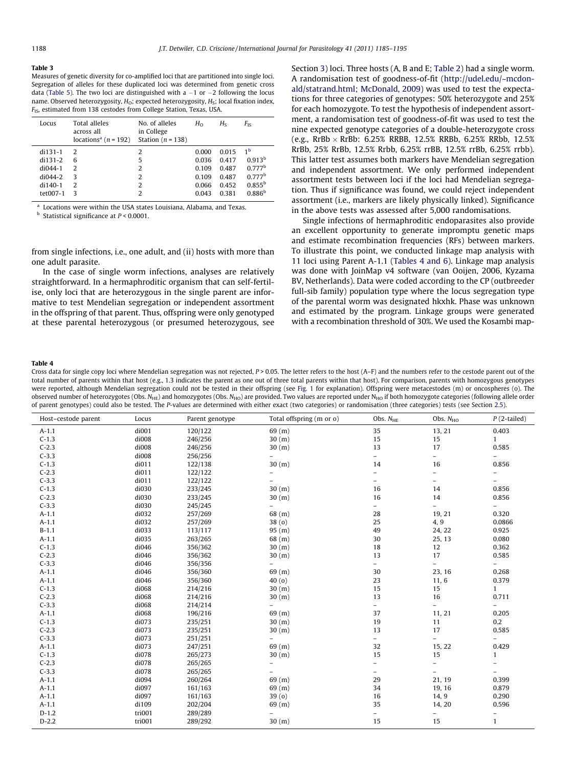**Table 3**

Measures of genetic diversity for co-amplified loci that are partitioned into single loci. Segregation of alleles for these duplicated loci was determined from genetic cross data (Table 5). The two loci are distinguished with a −1 or −2 following the locus name. Observed heterozygosity, $H_O$; expected heterozygosity, $H_S$; local fixation index, $F_{IS}$, estimated from 138 cestodes from College Station, Texas, USA.

| Locus | Total alleles across all locations[a] (n = 192) | No. of alleles in College Station (n = 138) | $H_O$ | $H_S$ | $F_{IS}$ |
|---|---|---|---|---|---|
| di131-1 | 2 | 2 | 0.000 | 0.015 | 1[b] |
| di131-2 | 6 | 5 | 0.036 | 0.417 | 0.913[b] |
| di044-1 | 2 | 2 | 0.109 | 0.487 | 0.777[b] |
| di044-2 | 3 | 2 | 0.109 | 0.487 | 0.777[b] |
| di140-1 | 2 | 2 | 0.066 | 0.452 | 0.855[b] |
| tet007-1 | 3 | 2 | 0.043 | 0.381 | 0.886[b] |

[a] Locations were within the USA states Louisiana, Alabama, and Texas.

[b] Statistical significance at $P < 0.0001$.

from single infections, i.e., one adult, and (ii) hosts with more than one adult parasite.

In the case of single worm infections, analyses are relatively straightforward. In a hermaphroditic organism that can self-fertilise, only loci that are heterozygous in the single parent are informative to test Mendelian segregation or independent assortment in the offspring of that parent. Thus, offspring were only genotyped at these parental heterozygous (or presumed heterozygous, see Section 3) loci. Three hosts (A, B and E; Table 2) had a single worm. A randomisation test of goodness-of-fit (http://udel.edu/~mcdonald/statrand.html; McDonald, 2009) was used to test the expectations for three categories of genotypes: 50% heterozygote and 25% for each homozygote. To test the hypothesis of independent assortment, a randomisation test of goodness-of-fit was used to test the nine expected genotype categories of a double-heterozygote cross (e.g., RrBb × RrBb: 6.25% RRBB, 12.5% RRBb, 6.25% RRbb, 12.5% RrBb, 25% RrBb, 12.5% Rrbb, 6.25% rrBB, 12.5% rrBb, 6.25% rrbb). This latter test assumes both markers have Mendelian segregation and independent assortment. We only performed independent assortment tests between loci if the loci had Mendelian segregation. Thus if significance was found, we could reject independent assortment (i.e., markers are likely physically linked). Significance in the above tests was assessed after 5,000 randomisations.

Single infections of hermaphroditic endoparasites also provide an excellent opportunity to generate impromptu genetic maps and estimate recombination frequencies (RFs) between markers. To illustrate this point, we conducted linkage map analysis with 11 loci using Parent A-1.1 (Tables 4 and 6). Linkage map analysis was done with JoinMap v4 software (van Ooijen, 2006, Kyzama BV, Netherlands). Data were coded according to the CP (outbreeder full-sib family) population type where the locus segregation type of the parental worm was designated hkxhk. Phase was unknown and estimated by the program. Linkage groups were generated with a recombination threshold of 30%. We used the Kosambi map-

**Table 4**

Cross data for single copy loci where Mendelian segregation was not rejected, $P > 0.05$. The letter refers to the host (A–F) and the numbers refer to the cestode parent out of the total number of parents within that host (e.g., 1.3 indicates the parent as one out of three total parents within that host). For comparison, parents with homozygous genotypes were reported, although Mendelian segregation could not be tested in their offspring (see Fig. 1 for explanation). Offspring were metacestodes (m) or oncospheres (o). The observed number of heterozygotes (Obs. $N_{HE}$) and homozygotes (Obs. $N_{HO}$) are provided. Two values are reported under $N_{HO}$ if both homozygote categories (following allele order of parent genotypes) could also be tested. The P-values are determined with either exact (two categories) or randomisation (three categories) tests (see Section 2.5).

| Host–cestode parent | Locus | Parent genotype | Total offspring (m or o) | Obs. $N_{HE}$ | Obs. $N_{HO}$ | P (2-tailed) |
|---|---|---|---|---|---|---|
| A-1.1 | di001 | 120/122 | 69 (m) | 35 | 13, 21 | 0.403 |
| C-1.3 | di008 | 246/256 | 30 (m) | 15 | 15 | 1 |
| C-2.3 | di008 | 246/256 | 30 (m) | 13 | 17 | 0.585 |
| C-3.3 | di008 | 256/256 | – | – | – | – |
| C-1.3 | di011 | 122/138 | 30 (m) | 14 | 16 | 0.856 |
| C-2.3 | di011 | 122/122 | – | – | – | – |
| C-3.3 | di011 | 122/122 | – | – | – | – |
| C-1.3 | di030 | 233/245 | 30 (m) | 16 | 14 | 0.856 |
| C-2.3 | di030 | 233/245 | 30 (m) | 16 | 14 | 0.856 |
| C-3.3 | di030 | 245/245 | – | – | – | – |
| A-1.1 | di032 | 257/269 | 68 (m) | 28 | 19, 21 | 0.320 |
| A-1.1 | di032 | 257/269 | 38 (o) | 25 | 4, 9 | 0.0866 |
| B-1.1 | di033 | 113/117 | 95 (m) | 49 | 24, 22 | 0.925 |
| A-1.1 | di035 | 263/265 | 68 (m) | 30 | 25, 13 | 0.080 |
| C-1.3 | di046 | 356/362 | 30 (m) | 18 | 12 | 0.362 |
| C-2.3 | di046 | 356/362 | 30 (m) | 13 | 17 | 0.585 |
| C-3.3 | di046 | 356/356 | – | – | – | – |
| A-1.1 | di046 | 356/360 | 69 (m) | 30 | 23, 16 | 0.268 |
| A-1.1 | di046 | 356/360 | 40 (o) | 23 | 11, 6 | 0.379 |
| C-1.3 | di068 | 214/216 | 30 (m) | 15 | 15 | 1 |
| C-2.3 | di068 | 214/216 | 30 (m) | 13 | 16 | 0.711 |
| C-3.3 | di068 | 214/214 | – | – | – | – |
| A-1.1 | di068 | 196/216 | 69 (m) | 37 | 11, 21 | 0.205 |
| C-1.3 | di073 | 235/251 | 30 (m) | 19 | 11 | 0.2 |
| C-2.3 | di073 | 235/251 | 30 (m) | 13 | 17 | 0.585 |
| C-3.3 | di073 | 251/251 | – | – | – | – |
| A-1.1 | di073 | 247/251 | 69 (m) | 32 | 15, 22 | 0.429 |
| C-1.3 | di078 | 265/273 | 30 (m) | 15 | 15 | 1 |
| C-2.3 | di078 | 265/265 | – | – | – | – |
| C-3.3 | di078 | 265/265 | – | – | – | – |
| A-1.1 | di094 | 260/264 | 69 (m) | 29 | 21, 19 | 0.399 |
| A-1.1 | di097 | 161/163 | 69 (m) | 34 | 19, 16 | 0.879 |
| A-1.1 | di097 | 161/163 | 39 (o) | 16 | 14, 9 | 0.290 |
| A-1.1 | di109 | 202/204 | 69 (m) | 35 | 14, 20 | 0.596 |
| D-1.2 | tri001 | 289/289 | – | – | – | – |
| D-2.2 | tri001 | 289/292 | 30 (m) | 15 | 15 | 1 |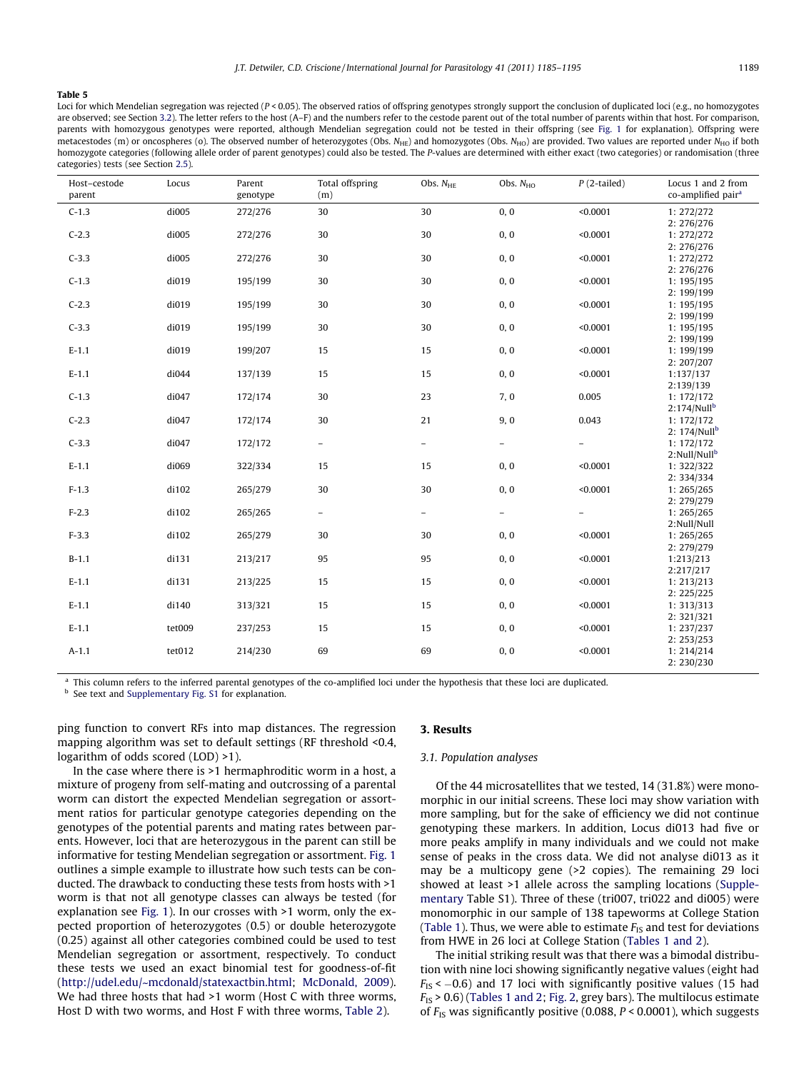**Table 5**

Loci for which Mendelian segregation was rejected ($P < 0.05$). The observed ratios of offspring genotypes strongly support the conclusion of duplicated loci (e.g., no homozygotes are observed; see Section 3.2). The letter refers to the host (A–F) and the numbers refer to the cestode parent out of the total number of parents within that host. For comparison, parents with homozygous genotypes were reported, although Mendelian segregation could not be tested in their offspring (see Fig. 1 for explanation). Offspring were metacestodes (m) or oncospheres (o). The observed number of heterozygotes (Obs. $N_{HE}$) and homozygotes (Obs. $N_{HO}$) are provided. Two values are reported under $N_{HO}$ if both homozygote categories (following allele order of parent genotypes) could also be tested. The P-values are determined with either exact (two categories) or randomisation (three categories) tests (see Section 2.5).

| Host–cestode parent | Locus | Parent genotype | Total offspring (m) | Obs. $N_{HE}$ | Obs. $N_{HO}$ | P (2-tailed) | Locus 1 and 2 from co-amplified pair[a] |
|---|---|---|---|---|---|---|---|
| C-1.3 | di005 | 272/276 | 30 | 30 | 0, 0 | <0.0001 | 1: 272/272 2: 276/276 |
| C-2.3 | di005 | 272/276 | 30 | 30 | 0, 0 | <0.0001 | 1: 272/272 2: 276/276 |
| C-3.3 | di005 | 272/276 | 30 | 30 | 0, 0 | <0.0001 | 1: 272/272 2: 276/276 |
| C-1.3 | di019 | 195/199 | 30 | 30 | 0, 0 | <0.0001 | 1: 195/195 2: 199/199 |
| C-2.3 | di019 | 195/199 | 30 | 30 | 0, 0 | <0.0001 | 1: 195/195 2: 199/199 |
| C-3.3 | di019 | 195/199 | 30 | 30 | 0, 0 | <0.0001 | 1: 195/195 2: 199/199 |
| E-1.1 | di019 | 199/207 | 15 | 15 | 0, 0 | <0.0001 | 1: 199/199 2: 207/207 |
| E-1.1 | di044 | 137/139 | 15 | 15 | 0, 0 | <0.0001 | 1:137/137 2:139/139 |
| C-1.3 | di047 | 172/174 | 30 | 23 | 7, 0 | 0.005 | 1: 172/172 2:174/Null[b] |
| C-2.3 | di047 | 172/174 | 30 | 21 | 9, 0 | 0.043 | 1: 172/172 2: 174/Null[b] |
| C-3.3 | di047 | 172/172 | – | – | – | – | 1: 172/172 2:Null/Null[b] |
| E-1.1 | di069 | 322/334 | 15 | 15 | 0, 0 | <0.0001 | 1: 322/322 2: 334/334 |
| F-1.3 | di102 | 265/279 | 30 | 30 | 0, 0 | <0.0001 | 1: 265/265 2: 279/279 |
| F-2.3 | di102 | 265/265 | – | – | – | – | 1: 265/265 2:Null/Null |
| F-3.3 | di102 | 265/279 | 30 | 30 | 0, 0 | <0.0001 | 1: 265/265 2: 279/279 |
| B-1.1 | di131 | 213/217 | 95 | 95 | 0, 0 | <0.0001 | 1:213/213 2:217/217 |
| E-1.1 | di131 | 213/225 | 15 | 15 | 0, 0 | <0.0001 | 1: 213/213 2: 225/225 |
| E-1.1 | di140 | 313/321 | 15 | 15 | 0, 0 | <0.0001 | 1: 313/313 2: 321/321 |
| E-1.1 | tet009 | 237/253 | 15 | 15 | 0, 0 | <0.0001 | 1: 237/237 2: 253/253 |
| A-1.1 | tet012 | 214/230 | 69 | 69 | 0, 0 | <0.0001 | 1: 214/214 2: 230/230 |

[a] This column refers to the inferred parental genotypes of the co-amplified loci under the hypothesis that these loci are duplicated.

[b] See text and Supplementary Fig. S1 for explanation.

ping function to convert RFs into map distances. The regression mapping algorithm was set to default settings (RF threshold <0.4, logarithm of odds scored (LOD) >1).

In the case where there is >1 hermaphroditic worm in a host, a mixture of progeny from self-mating and outcrossing of a parental worm can distort the expected Mendelian segregation or assortment ratios for particular genotype categories depending on the genotypes of the potential parents and mating rates between parents. However, loci that are heterozygous in the parent can still be informative for testing Mendelian segregation or assortment. Fig. 1 outlines a simple example to illustrate how such tests can be conducted. The drawback to conducting these tests from hosts with >1 worm is that not all genotype classes can always be tested (for explanation see Fig. 1). In our crosses with >1 worm, only the expected proportion of heterozygotes (0.5) or double heterozygote (0.25) against all other categories combined could be used to test Mendelian segregation or assortment, respectively. To conduct these tests we used an exact binomial test for goodness-of-fit (http://udel.edu/~mcdonald/statexactbin.html; McDonald, 2009). We had three hosts that had >1 worm (Host C with three worms, Host D with two worms, and Host F with three worms, Table 2).

## 3. Results

### 3.1. Population analyses

Of the 44 microsatellites that we tested, 14 (31.8%) were monomorphic in our initial screens. These loci may show variation with more sampling, but for the sake of efficiency we did not continue genotyping these markers. In addition, Locus di013 had five or more peaks amplify in many individuals and we could not make sense of peaks in the cross data. We did not analyse di013 as it may be a multicopy gene (>2 copies). The remaining 29 loci showed at least >1 allele across the sampling locations (Supplementary Table S1). Three of these (tri007, tri022 and di005) were monomorphic in our sample of 138 tapeworms at College Station (Table 1). Thus, we were able to estimate $F_{IS}$ and test for deviations from HWE in 26 loci at College Station (Tables 1 and 2).

The initial striking result was that there was a bimodal distribution with nine loci showing significantly negative values (eight had $F_{IS} < -0.6$) and 17 loci with significantly positive values (15 had $F_{IS} > 0.6$) (Tables 1 and 2; Fig. 2, grey bars). The multilocus estimate of $F_{IS}$ was significantly positive (0.088, $P < 0.0001$), which suggests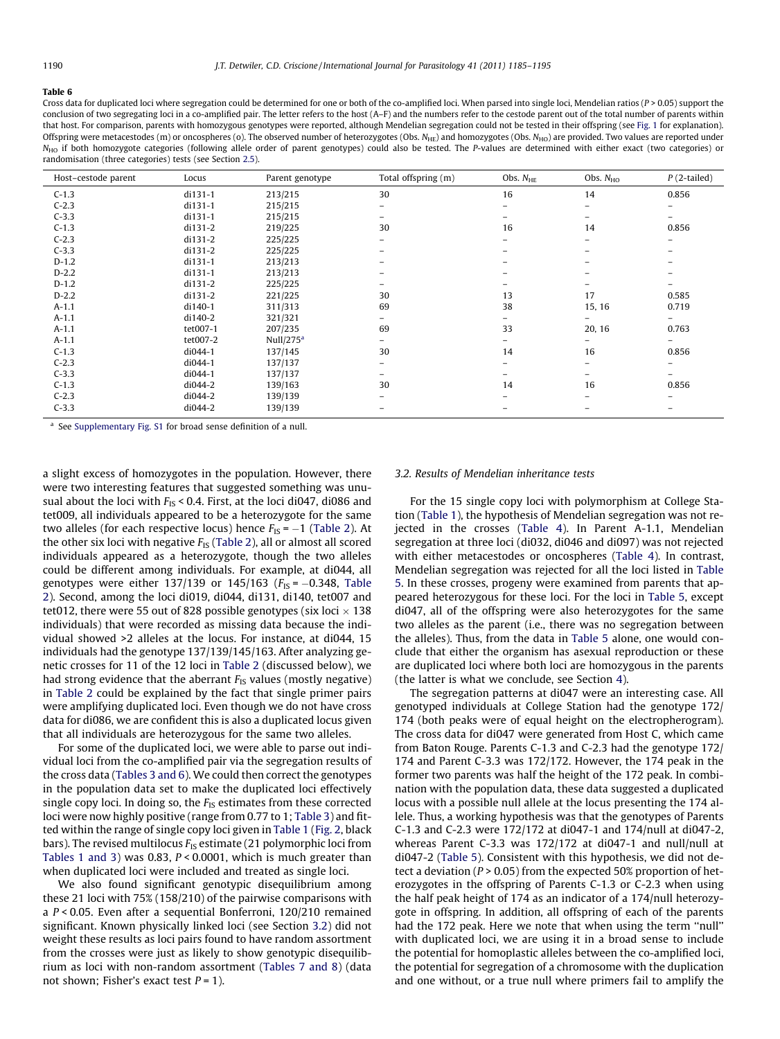**Table 6**

Cross data for duplicated loci where segregation could be determined for one or both of the co-amplified loci. When parsed into single loci, Mendelian ratios ($P > 0.05$) support the conclusion of two segregating loci in a co-amplified pair. The letter refers to the host (A–F) and the numbers refer to the cestode parent out of the total number of parents within that host. For comparison, parents with homozygous genotypes were reported, although Mendelian segregation could not be tested in their offspring (see Fig. 1 for explanation). Offspring were metacestodes (m) or oncospheres (o). The observed number of heterozygotes (Obs. $N_{HE}$) and homozygotes (Obs. $N_{HO}$) are provided. Two values are reported under $N_{HO}$ if both homozygote categories (following allele order of parent genotypes) could also be tested. The $P$-values are determined with either exact (two categories) or randomisation (three categories) tests (see Section 2.5).

| Host–cestode parent | Locus | Parent genotype | Total offspring (m) | Obs. $N_{HE}$ | Obs. $N_{HO}$ | $P$ (2-tailed) |
|---|---|---|---|---|---|---|
| C-1.3 | di131-1 | 213/215 | 30 | 16 | 14 | 0.856 |
| C-2.3 | di131-1 | 215/215 | – | – | – | – |
| C-3.3 | di131-1 | 215/215 | – | – | – | – |
| C-1.3 | di131-2 | 219/225 | 30 | 16 | 14 | 0.856 |
| C-2.3 | di131-2 | 225/225 | – | – | – | – |
| C-3.3 | di131-2 | 225/225 | – | – | – | – |
| D-1.2 | di131-1 | 213/213 | – | – | – | – |
| D-2.2 | di131-1 | 213/213 | – | – | – | – |
| D-1.2 | di131-2 | 225/225 | – | – | – | – |
| D-2.2 | di131-2 | 221/225 | 30 | 13 | 17 | 0.585 |
| A-1.1 | di140-1 | 311/313 | 69 | 38 | 15, 16 | 0.719 |
| A-1.1 | di140-2 | 321/321 | – | – | – | – |
| A-1.1 | tet007-1 | 207/235 | 69 | 33 | 20, 16 | 0.763 |
| A-1.1 | tet007-2 | Null/275[a] | – | – | – | – |
| C-1.3 | di044-1 | 137/145 | 30 | 14 | 16 | 0.856 |
| C-2.3 | di044-1 | 137/137 | – | – | – | – |
| C-3.3 | di044-1 | 137/137 | – | – | – | – |
| C-1.3 | di044-2 | 139/163 | 30 | 14 | 16 | 0.856 |
| C-2.3 | di044-2 | 139/139 | – | – | – | – |
| C-3.3 | di044-2 | 139/139 | – | – | – | – |

[a] See Supplementary Fig. S1 for broad sense definition of a null.

a slight excess of homozygotes in the population. However, there were two interesting features that suggested something was unusual about the loci with $F_{IS} < 0.4$. First, at the loci di047, di086 and tet009, all individuals appeared to be a heterozygote for the same two alleles (for each respective locus) hence $F_{IS} = -1$ (Table 2). At the other six loci with negative $F_{IS}$ (Table 2), all or almost all scored individuals appeared as a heterozygote, though the two alleles could be different among individuals. For example, at di044, all genotypes were either 137/139 or 145/163 ($F_{IS} = -0.348$, Table 2). Second, among the loci di019, di044, di131, di140, tet007 and tet012, there were 55 out of 828 possible genotypes (six loci $\times$ 138 individuals) that were recorded as missing data because the individual showed >2 alleles at the locus. For instance, at di044, 15 individuals had the genotype 137/139/145/163. After analyzing genetic crosses for 11 of the 12 loci in Table 2 (discussed below), we had strong evidence that the aberrant $F_{IS}$ values (mostly negative) in Table 2 could be explained by the fact that single primer pairs were amplifying duplicated loci. Even though we do not have cross data for di086, we are confident this is also a duplicated locus given that all individuals are heterozygous for the same two alleles.

For some of the duplicated loci, we were able to parse out individual loci from the co-amplified pair via the segregation results of the cross data (Tables 3 and 6). We could then correct the genotypes in the population data set to make the duplicated loci effectively single copy loci. In doing so, the $F_{IS}$ estimates from these corrected loci were now highly positive (range from 0.77 to 1; Table 3) and fitted within the range of single copy loci given in Table 1 (Fig. 2, black bars). The revised multilocus $F_{IS}$ estimate (21 polymorphic loci from Tables 1 and 3) was 0.83, $P < 0.0001$, which is much greater than when duplicated loci were included and treated as single loci.

We also found significant genotypic disequilibrium among these 21 loci with 75% (158/210) of the pairwise comparisons with a $P < 0.05$. Even after a sequential Bonferroni, 120/210 remained significant. Known physically linked loci (see Section 3.2) did not weight these results as loci pairs found to have random assortment from the crosses were just as likely to show genotypic disequilibrium as loci with non-random assortment (Tables 7 and 8) (data not shown; Fisher's exact test $P = 1$).

### 3.2. Results of Mendelian inheritance tests

For the 15 single copy loci with polymorphism at College Station (Table 1), the hypothesis of Mendelian segregation was not rejected in the crosses (Table 4). In Parent A-1.1, Mendelian segregation at three loci (di032, di046 and di097) was not rejected with either metacestodes or oncospheres (Table 4). In contrast, Mendelian segregation was rejected for all the loci listed in Table 5. In these crosses, progeny were examined from parents that appeared heterozygous for these loci. For the loci in Table 5, except di047, all of the offspring were also heterozygotes for the same two alleles as the parent (i.e., there was no segregation between the alleles). Thus, from the data in Table 5 alone, one would conclude that either the organism has asexual reproduction or these are duplicated loci where both loci are homozygous in the parents (the latter is what we conclude, see Section 4).

The segregation patterns at di047 were an interesting case. All genotyped individuals at College Station had the genotype 172/174 (both peaks were of equal height on the electropherogram). The cross data for di047 were generated from Host C, which came from Baton Rouge. Parents C-1.3 and C-2.3 had the genotype 172/174 and Parent C-3.3 was 172/172. However, the 174 peak in the former two parents was half the height of the 172 peak. In combination with the population data, these data suggested a duplicated locus with a possible null allele at the locus presenting the 174 allele. Thus, a working hypothesis was that the genotypes of Parents C-1.3 and C-2.3 were 172/172 at di047-1 and 174/null at di047-2, whereas Parent C-3.3 was 172/172 at di047-1 and null/null at di047-2 (Table 5). Consistent with this hypothesis, we did not detect a deviation ($P > 0.05$) from the expected 50% proportion of heterozygotes in the offspring of Parents C-1.3 or C-2.3 when using the half peak height of 174 as an indicator of a 174/null heterozygote in offspring. In addition, all offspring of each of the parents had the 172 peak. Here we note that when using the term "null" with duplicated loci, we are using it in a broad sense to include the potential for homoplastic alleles between the co-amplified loci, the potential for segregation of a chromosome with the duplication and one without, or a true null where primers fail to amplify the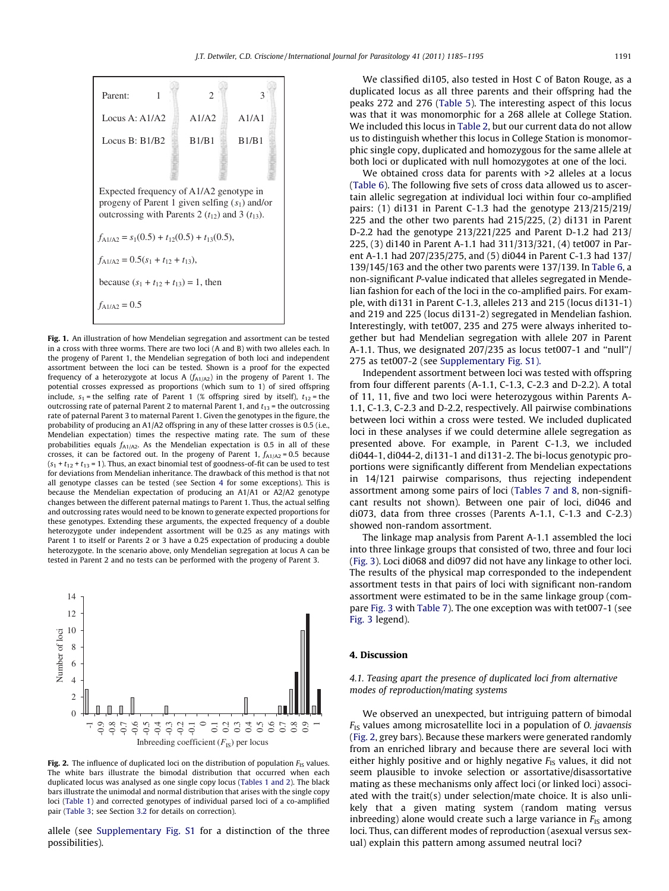Parent: 1 2 3

Locus A: A1/A2 A1/A2 A1/A1

Locus B: B1/B2 B1/B1 B1/B1

Expected frequency of A1/A2 genotype in progeny of Parent 1 given selfing ($s_1$) and/or outcrossing with Parents 2 ($t_{12}$) and 3 ($t_{13}$).

$$f_{A1/A2} = s_1(0.5) + t_{12}(0.5) + t_{13}(0.5),$$

$$f_{A1/A2} = 0.5(s_1 + t_{12} + t_{13}),$$

because $(s_1 + t_{12} + t_{13}) = 1$, then

$$f_{A1/A2} = 0.5$$

**Fig. 1.** An illustration of how Mendelian segregation and assortment can be tested in a cross with three worms. There are two loci (A and B) with two alleles each. In the progeny of Parent 1, the Mendelian segregation of both loci and independent assortment between the loci can be tested. Shown is a proof for the expected frequency of a heterozygote at locus A ($f_{A1/A2}$) in the progeny of Parent 1. The potential crosses expressed as proportions (which sum to 1) of sired offspring include, $s_1$ = the selfing rate of Parent 1 (% offspring sired by itself), $t_{12}$ = the outcrossing rate of paternal Parent 2 to maternal Parent 1, and $t_{13}$ = the outcrossing rate of paternal Parent 3 to maternal Parent 1. Given the genotypes in the figure, the probability of producing an A1/A2 offspring in any of these latter crosses is 0.5 (i.e., Mendelian expectation) times the respective mating rate. The sum of these probabilities equals $f_{A1/A2}$. As the Mendelian expectation is 0.5 in all of these crosses, it can be factored out. In the progeny of Parent 1, $f_{A1/A2}$ = 0.5 because ($s_1 + t_{12} + t_{13}$ = 1). Thus, an exact binomial test of goodness-of-fit can be used to test for deviations from Mendelian inheritance. The drawback of this method is that not all genotype classes can be tested (see Section 4 for some exceptions). This is because the Mendelian expectation of producing an A1/A1 or A2/A2 genotype changes between the different paternal matings to Parent 1. Thus, the actual selfing and outcrossing rates would need to be known to generate expected proportions for these genotypes. Extending these arguments, the expected frequency of a double heterozygote under independent assortment will be 0.25 as any matings with Parent 1 to itself or Parents 2 or 3 have a 0.25 expectation of producing a double heterozygote. In the scenario above, only Mendelian segregation at locus A can be tested in Parent 2 and no tests can be performed with the progeny of Parent 3.

**Fig. 2.** The influence of duplicated loci on the distribution of population $F_{IS}$ values. The white bars illustrate the bimodal distribution that occurred when each duplicated locus was analysed as one single copy locus (Tables 1 and 2). The black bars illustrate the unimodal and normal distribution that arises with the single copy loci (Table 1) and corrected genotypes of individual parsed loci of a co-amplified pair (Table 3; see Section 3.2 for details on correction).

allele (see Supplementary Fig. S1 for a distinction of the three possibilities).

We classified di105, also tested in Host C of Baton Rouge, as a duplicated locus as all three parents and their offspring had the peaks 272 and 276 (Table 5). The interesting aspect of this locus was that it was monomorphic for a 268 allele at College Station. We included this locus in Table 2, but our current data do not allow us to distinguish whether this locus in College Station is monomorphic single copy, duplicated and homozygous for the same allele at both loci or duplicated with null homozygotes at one of the loci.

We obtained cross data for parents with >2 alleles at a locus (Table 6). The following five sets of cross data allowed us to ascertain allelic segregation at individual loci within four co-amplified pairs: (1) di131 in Parent C-1.3 had the genotype 213/215/219/225 and the other two parents had 215/225, (2) di131 in Parent D-2.2 had the genotype 213/221/225 and Parent D-1.2 had 213/225, (3) di140 in Parent A-1.1 had 311/313/321, (4) tet007 in Parent A-1.1 had 207/235/275, and (5) di044 in Parent C-1.3 had 137/139/145/163 and the other two parents were 137/139. In Table 6, a non-significant P-value indicated that alleles segregated in Mendelian fashion for each of the loci in the co-amplified pairs. For example, with di131 in Parent C-1.3, alleles 213 and 215 (locus di131-1) and 219 and 225 (locus di131-2) segregated in Mendelian fashion. Interestingly, with tet007, 235 and 275 were always inherited together but had Mendelian segregation with allele 207 in Parent A-1.1. Thus, we designated 207/235 as locus tet007-1 and "null"/275 as tet007-2 (see Supplementary Fig. S1).

Independent assortment between loci was tested with offspring from four different parents (A-1.1, C-1.3, C-2.3 and D-2.2). A total of 11, 11, five and two loci were heterozygous within Parents A-1.1, C-1.3, C-2.3 and D-2.2, respectively. All pairwise combinations between loci within a cross were tested. We included duplicated loci in these analyses if we could determine allele segregation as presented above. For example, in Parent C-1.3, we included di044-1, di044-2, di131-1 and di131-2. The bi-locus genotypic proportions were significantly different from Mendelian expectations in 14/121 pairwise comparisons, thus rejecting independent assortment among some pairs of loci (Tables 7 and 8, non-significant results not shown). Between one pair of loci, di046 and di073, data from three crosses (Parents A-1.1, C-1.3 and C-2.3) showed non-random assortment.

The linkage map analysis from Parent A-1.1 assembled the loci into three linkage groups that consisted of two, three and four loci (Fig. 3). Loci di068 and di097 did not have any linkage to other loci. The results of the physical map corresponded to the independent assortment tests in that pairs of loci with significant non-random assortment were estimated to be in the same linkage group (compare Fig. 3 with Table 7). The one exception was with tet007-1 (see Fig. 3 legend).

## 4. Discussion

### 4.1. Teasing apart the presence of duplicated loci from alternative modes of reproduction/mating systems

We observed an unexpected, but intriguing pattern of bimodal $F_{IS}$ values among microsatellite loci in a population of *O. javaensis* (Fig. 2, grey bars). Because these markers were generated randomly from an enriched library and because there are several loci with either highly positive and or highly negative $F_{IS}$ values, it did not seem plausible to invoke selection or assortative/disassortative mating as these mechanisms only affect locus (or linked loci) associated with the trait(s) under selection/mate choice. It is also unlikely that a given mating system (random mating versus inbreeding) alone would create such a large variance in $F_{IS}$ among loci. Thus, can different modes of reproduction (asexual versus sexual) explain this pattern among assumed neutral loci?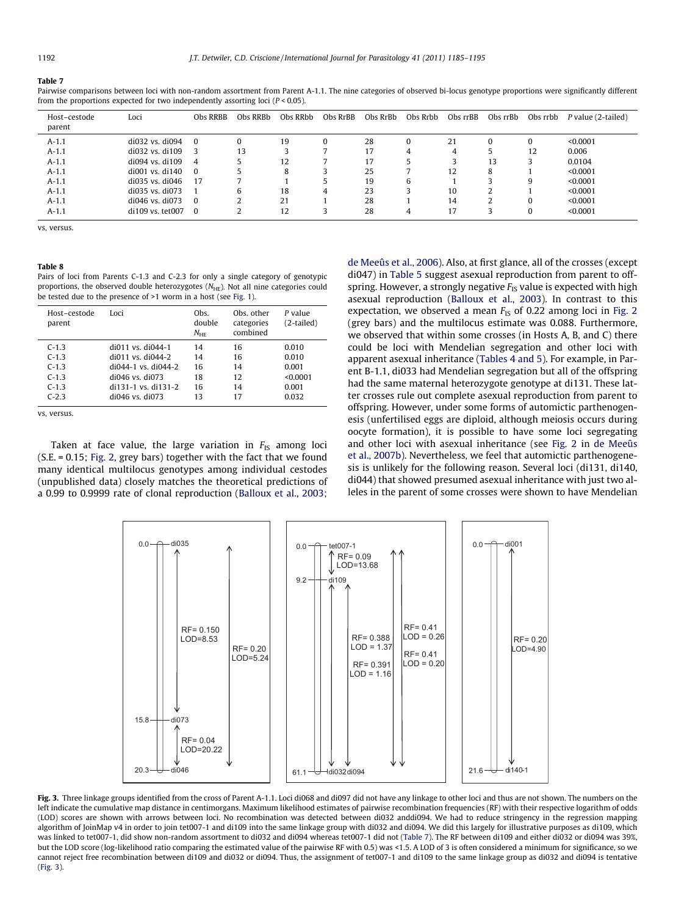**Table 7**

Pairwise comparisons between loci with non-random assortment from Parent A-1.1. The nine categories of observed bi-locus genotype proportions were significantly different from the proportions expected for two independently assorting loci ($P < 0.05$).

| Host–cestode parent | Loci | Obs RRBB | Obs RRBb | Obs RRbb | Obs RrBB | Obs RrBb | Obs Rrbb | Obs rrBB | Obs rrBb | Obs rrbb | P value (2-tailed) |
|---|---|---|---|---|---|---|---|---|---|---|---|
| A-1.1 | di032 vs. di094 | 0 | 0 | 19 | 0 | 28 | 0 | 21 | 0 | 0 | <0.0001 |
| A-1.1 | di032 vs. di109 | 3 | 13 | 3 | 7 | 17 | 4 | 4 | 5 | 12 | 0.006 |
| A-1.1 | di094 vs. di109 | 4 | 5 | 12 | 7 | 17 | 5 | 3 | 13 | 3 | 0.0104 |
| A-1.1 | di001 vs. di140 | 0 | 5 | 8 | 3 | 25 | 7 | 12 | 8 | 1 | <0.0001 |
| A-1.1 | di035 vs. di046 | 17 | 7 | 1 | 5 | 19 | 6 | 1 | 3 | 9 | <0.0001 |
| A-1.1 | di035 vs. di073 | 1 | 6 | 18 | 4 | 23 | 3 | 10 | 2 | 1 | <0.0001 |
| A-1.1 | di046 vs. di073 | 0 | 2 | 21 | 1 | 28 | 1 | 14 | 2 | 0 | <0.0001 |
| A-1.1 | di109 vs. tet007 | 0 | 2 | 12 | 3 | 28 | 4 | 17 | 3 | 0 | <0.0001 |

vs, versus.

**Table 8**

Pairs of loci from Parents C-1.3 and C-2.3 for only a single category of genotypic proportions, the observed double heterozygotes ($N_{HE}$). Not all nine categories could be tested due to the presence of >1 worm in a host (see Fig. 1).

| Host–cestode parent | Loci | Obs. double $N_{HE}$ | Obs. other categories combined | P value (2-tailed) |
|---|---|---|---|---|
| C-1.3 | di011 vs. di044-1 | 14 | 16 | 0.010 |
| C-1.3 | di011 vs. di044-2 | 14 | 16 | 0.010 |
| C-1.3 | di044-1 vs. di044-2 | 16 | 14 | 0.001 |
| C-1.3 | di046 vs. di073 | 18 | 12 | <0.0001 |
| C-1.3 | di131-1 vs. di131-2 | 16 | 14 | 0.001 |
| C-2.3 | di046 vs. di073 | 13 | 17 | 0.032 |

vs, versus.

Taken at face value, the large variation in $F_{IS}$ among loci (S.E. = 0.15; Fig. 2, grey bars) together with the fact that we found many identical multilocus genotypes among individual cestodes (unpublished data) closely matches the theoretical predictions of a 0.99 to 0.9999 rate of clonal reproduction (Balloux et al., 2003; de Meeûs et al., 2006). Also, at first glance, all of the crosses (except di047) in Table 5 suggest asexual reproduction from parent to offspring. However, a strongly negative $F_{IS}$ value is expected with high asexual reproduction (Balloux et al., 2003). In contrast to this expectation, we observed a mean $F_{IS}$ of 0.22 among loci in Fig. 2 (grey bars) and the multilocus estimate was 0.088. Furthermore, we observed that within some crosses (in Hosts A, B, and C) there could be loci with Mendelian segregation and other loci with apparent asexual inheritance (Tables 4 and 5). For example, in Parent B-1.1, di033 had Mendelian segregation but all of the offspring had the same maternal heterozygote genotype at di131. These latter crosses rule out complete asexual reproduction from parent to offspring. However, under some forms of automictic parthenogenesis (unfertilised eggs are diploid, although meiosis occurs during oocyte formation), it is possible to have some loci segregating and other loci with asexual inheritance (see Fig. 2 in de Meeûs et al., 2007b). Nevertheless, we feel that automictic parthenogenesis is unlikely for the following reason. Several loci (di131, di140, di044) that showed presumed asexual inheritance with just two alleles in the parent of some crosses were shown to have Mendelian

**Fig. 3.** Three linkage groups identified from the cross of Parent A-1.1. Loci di068 and di097 did not have any linkage to other loci and thus are not shown. The numbers on the left indicate the cumulative map distance in centimorgans. Maximum likelihood estimates of pairwise recombination frequencies (RF) with their respective logarithm of odds (LOD) scores are shown with arrows between loci. No recombination was detected between di032 anddi094. We had to reduce stringency in the regression mapping algorithm of JoinMap v4 in order to join tet007-1 and di109 into the same linkage group with di032 and di094. We did this largely for illustrative purposes as di109, which was linked to tet007-1, did show non-random assortment to di032 and di094 whereas tet007-1 did not (Table 7). The RF between di109 and either di032 or di094 was 39%, but the LOD score (log-likelihood ratio comparing the estimated value of the pairwise RF with 0.5) was <1.5. A LOD of 3 is often considered a minimum for significance, so we cannot reject free recombination between di109 and di032 or di094. Thus, the assignment of tet007-1 and di109 to the same linkage group as di032 and di094 is tentative (Fig. 3).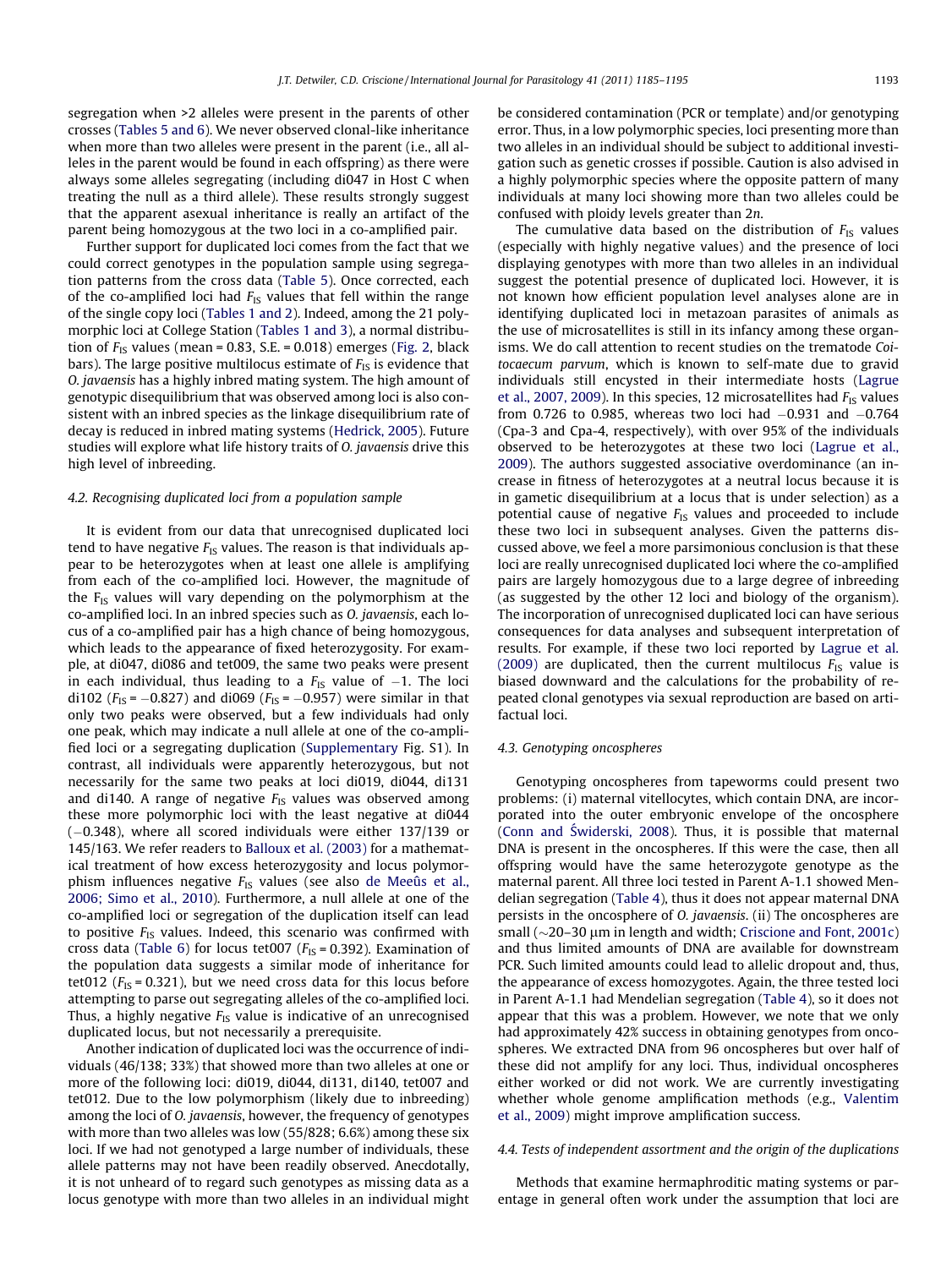segregation when >2 alleles were present in the parents of other crosses (Tables 5 and 6). We never observed clonal-like inheritance when more than two alleles were present in the parent (i.e., all alleles in the parent would be found in each offspring) as there were always some alleles segregating (including di047 in Host C when treating the null as a third allele). These results strongly suggest that the apparent asexual inheritance is really an artifact of the parent being homozygous at the two loci in a co-amplified pair.

Further support for duplicated loci comes from the fact that we could correct genotypes in the population sample using segregation patterns from the cross data (Table 5). Once corrected, each of the co-amplified loci had $F_{IS}$ values that fell within the range of the single copy loci (Tables 1 and 2). Indeed, among the 21 polymorphic loci at College Station (Tables 1 and 3), a normal distribution of $F_{IS}$ values (mean = 0.83, S.E. = 0.018) emerges (Fig. 2, black bars). The large positive multilocus estimate of $F_{IS}$ is evidence that *O. javaensis* has a highly inbred mating system. The high amount of genotypic disequilibrium that was observed among loci is also consistent with an inbred species as the linkage disequilibrium rate of decay is reduced in inbred mating systems (Hedrick, 2005). Future studies will explore what life history traits of *O. javaensis* drive this high level of inbreeding.

### 4.2. Recognising duplicated loci from a population sample

It is evident from our data that unrecognised duplicated loci tend to have negative $F_{IS}$ values. The reason is that individuals appear to be heterozygotes when at least one allele is amplifying from each of the co-amplified loci. However, the magnitude of the $F_{IS}$ values will vary depending on the polymorphism at the co-amplified loci. In an inbred species such as *O. javaensis*, each locus of a co-amplified pair has a high chance of being homozygous, which leads to the appearance of fixed heterozygosity. For example, at di047, di086 and tet009, the same two peaks were present in each individual, thus leading to a $F_{IS}$ value of −1. The loci di102 ($F_{IS}$ = −0.827) and di069 ($F_{IS}$ = −0.957) were similar in that only two peaks were observed, but a few individuals had only one peak, which may indicate a null allele at one of the co-amplified loci or a segregating duplication (Supplementary Fig. S1). In contrast, all individuals were apparently heterozygous, but not necessarily for the same two peaks at loci di019, di044, di131 and di140. A range of negative $F_{IS}$ values was observed among these more polymorphic loci with the least negative at di044 (−0.348), where all scored individuals were either 137/139 or 145/163. We refer readers to Balloux et al. (2003) for a mathematical treatment of how excess heterozygosity and locus polymorphism influences negative $F_{IS}$ values (see also de Meeûs et al., 2006; Simo et al., 2010). Furthermore, a null allele at one of the co-amplified loci or segregation of the duplication itself can lead to positive $F_{IS}$ values. Indeed, this scenario was confirmed with cross data (Table 6) for locus tet007 ($F_{IS}$ = 0.392). Examination of the population data suggests a similar mode of inheritance for tet012 ($F_{IS}$ = 0.321), but we need cross data for this locus before attempting to parse out segregating alleles of the co-amplified loci. Thus, a highly negative $F_{IS}$ value is indicative of an unrecognised duplicated locus, but not necessarily a prerequisite.

Another indication of duplicated loci was the occurrence of individuals (46/138; 33%) that showed more than two alleles at one or more of the following loci: di019, di044, di131, di140, tet007 and tet012. Due to the low polymorphism (likely due to inbreeding) among the loci of *O. javaensis*, however, the frequency of genotypes with more than two alleles was low (55/828; 6.6%) among these six loci. If we had not genotyped a large number of individuals, these allele patterns may not have been readily observed. Anecdotally, it is not unheard of to regard such genotypes as missing data as a locus genotype with more than two alleles in an individual might be considered contamination (PCR or template) and/or genotyping error. Thus, in a low polymorphic species, loci presenting more than two alleles in an individual should be subject to additional investigation such as genetic crosses if possible. Caution is also advised in a highly polymorphic species where the opposite pattern of many individuals at many loci showing more than two alleles could be confused with ploidy levels greater than 2*n*.

The cumulative data based on the distribution of $F_{IS}$ values (especially with highly negative values) and the presence of loci displaying genotypes with more than two alleles in an individual suggest the potential presence of duplicated loci. However, it is not known how efficient population level analyses alone are in identifying duplicated loci in metazoan parasites of animals as the use of microsatellites is still in its infancy among these organisms. We do call attention to recent studies on the trematode *Coitocaecum parvum*, which is known to self-mate due to gravid individuals still encysted in their intermediate hosts (Lagrue et al., 2007, 2009). In this species, 12 microsatellites had $F_{IS}$ values from 0.726 to 0.985, whereas two loci had −0.931 and −0.764 (Cpa-3 and Cpa-4, respectively), with over 95% of the individuals observed to be heterozygotes at these two loci (Lagrue et al., 2009). The authors suggested associative overdominance (an increase in fitness of heterozygotes at a neutral locus because it is in gametic disequilibrium at a locus that is under selection) as a potential cause of negative $F_{IS}$ values and proceeded to include these two loci in subsequent analyses. Given the patterns discussed above, we feel a more parsimonious conclusion is that these loci are really unrecognised duplicated loci where the co-amplified pairs are largely homozygous due to a large degree of inbreeding (as suggested by the other 12 loci and biology of the organism). The incorporation of unrecognised duplicated loci can have serious consequences for data analyses and subsequent interpretation of results. For example, if these two loci reported by Lagrue et al. (2009) are duplicated, then the current multilocus $F_{IS}$ value is biased downward and the calculations for the probability of repeated clonal genotypes via sexual reproduction are based on artifactual loci.

### 4.3. Genotyping oncospheres

Genotyping oncospheres from tapeworms could present two problems: (i) maternal vitellocytes, which contain DNA, are incorporated into the outer embryonic envelope of the oncosphere (Conn and Świderski, 2008). Thus, it is possible that maternal DNA is present in the oncospheres. If this were the case, then all offspring would have the same heterozygote genotype as the maternal parent. All three loci tested in Parent A-1.1 showed Mendelian segregation (Table 4), thus it does not appear maternal DNA persists in the oncosphere of *O. javaensis*. (ii) The oncospheres are small (~20–30 μm in length and width; Criscione and Font, 2001c) and thus limited amounts of DNA are available for downstream PCR. Such limited amounts could lead to allelic dropout and, thus, the appearance of excess homozygotes. Again, the three tested loci in Parent A-1.1 had Mendelian segregation (Table 4), so it does not appear that this was a problem. However, we note that we only had approximately 42% success in obtaining genotypes from oncospheres. We extracted DNA from 96 oncospheres but over half of these did not amplify for any loci. Thus, individual oncospheres either worked or did not work. We are currently investigating whether whole genome amplification methods (e.g., Valentim et al., 2009) might improve amplification success.

### 4.4. Tests of independent assortment and the origin of the duplications

Methods that examine hermaphroditic mating systems or parentage in general often work under the assumption that loci are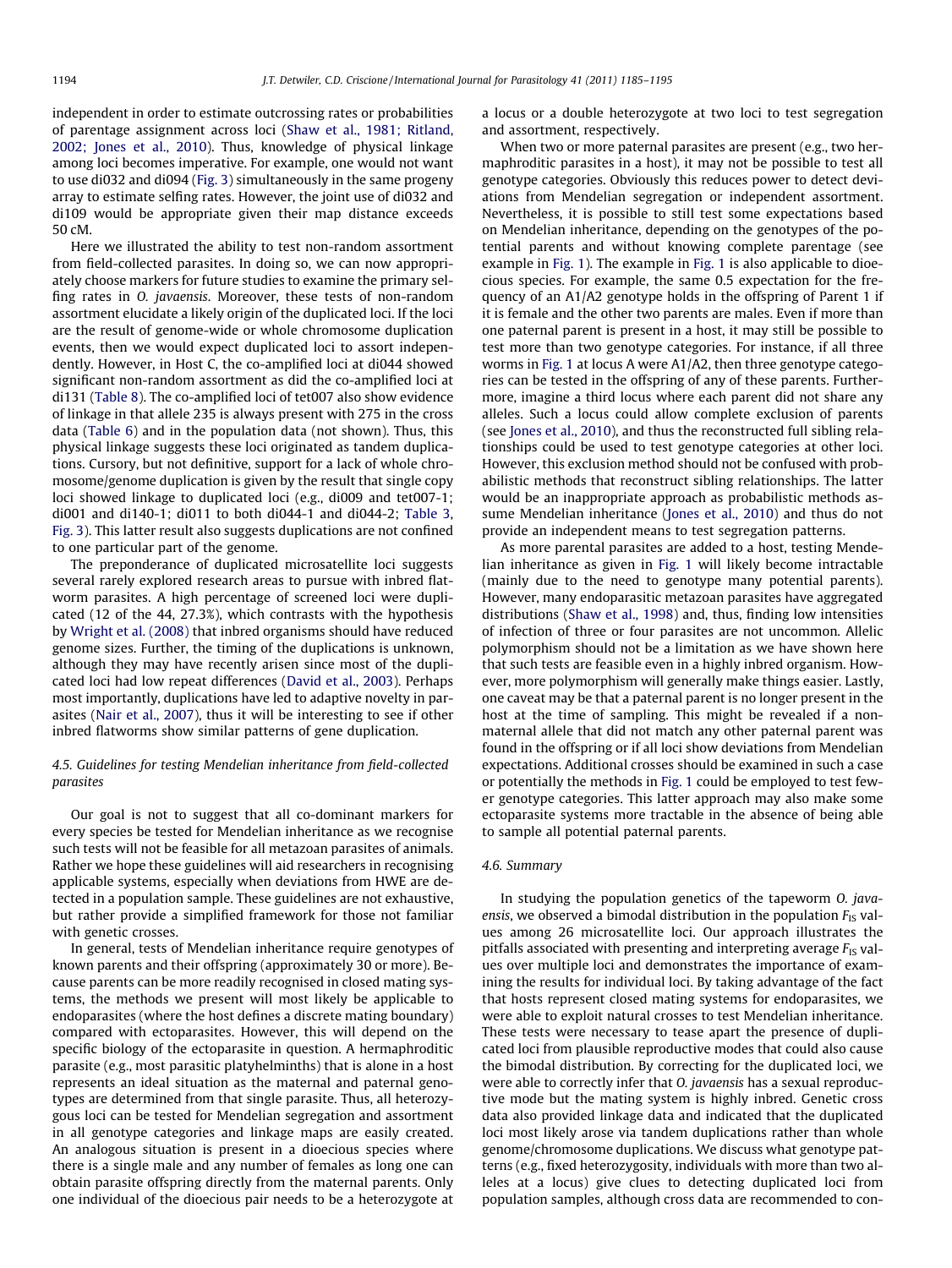independent in order to estimate outcrossing rates or probabilities of parentage assignment across loci (Shaw et al., 1981; Ritland, 2002; Jones et al., 2010). Thus, knowledge of physical linkage among loci becomes imperative. For example, one would not want to use di032 and di094 (Fig. 3) simultaneously in the same progeny array to estimate selfing rates. However, the joint use of di032 and di109 would be appropriate given their map distance exceeds 50 cM.

Here we illustrated the ability to test non-random assortment from field-collected parasites. In doing so, we can now appropriately choose markers for future studies to examine the primary selfing rates in *O. javaensis*. Moreover, these tests of non-random assortment elucidate a likely origin of the duplicated loci. If the loci are the result of genome-wide or whole chromosome duplication events, then we would expect duplicated loci to assort independently. However, in Host C, the co-amplified loci at di044 showed significant non-random assortment as did the co-amplified loci at di131 (Table 8). The co-amplified loci of tet007 also show evidence of linkage in that allele 235 is always present with 275 in the cross data (Table 6) and in the population data (not shown). Thus, this physical linkage suggests these loci originated as tandem duplications. Cursory, but not definitive, support for a lack of whole chromosome/genome duplication is given by the result that single copy loci showed linkage to duplicated loci (e.g., di009 and tet007-1; di001 and di140-1; di011 to both di044-1 and di044-2; Table 3, Fig. 3). This latter result also suggests duplications are not confined to one particular part of the genome.

The preponderance of duplicated microsatellite loci suggests several rarely explored research areas to pursue with inbred flatworm parasites. A high percentage of screened loci were duplicated (12 of the 44, 27.3%), which contrasts with the hypothesis by Wright et al. (2008) that inbred organisms should have reduced genome sizes. Further, the timing of the duplications is unknown, although they may have recently arisen since most of the duplicated loci had low repeat differences (David et al., 2003). Perhaps most importantly, duplications have led to adaptive novelty in parasites (Nair et al., 2007), thus it will be interesting to see if other inbred flatworms show similar patterns of gene duplication.

### 4.5. Guidelines for testing Mendelian inheritance from field-collected parasites

Our goal is not to suggest that all co-dominant markers for every species be tested for Mendelian inheritance as we recognise such tests will not be feasible for all metazoan parasites of animals. Rather we hope these guidelines will aid researchers in recognising applicable systems, especially when deviations from HWE are detected in a population sample. These guidelines are not exhaustive, but rather provide a simplified framework for those not familiar with genetic crosses.

In general, tests of Mendelian inheritance require genotypes of known parents and their offspring (approximately 30 or more). Because parents can be more readily recognised in closed mating systems, the methods we present will most likely be applicable to endoparasites (where the host defines a discrete mating boundary) compared with ectoparasites. However, this will depend on the specific biology of the ectoparasite in question. A hermaphroditic parasite (e.g., most parasitic platyhelminths) that is alone in a host represents an ideal situation as the maternal and paternal genotypes are determined from that single parasite. Thus, all heterozygous loci can be tested for Mendelian segregation and assortment in all genotype categories and linkage maps are easily created. An analogous situation is present in a dioecious species where there is a single male and any number of females as long one can obtain parasite offspring directly from the maternal parents. Only one individual of the dioecious pair needs to be a heterozygote at a locus or a double heterozygote at two loci to test segregation and assortment, respectively.

When two or more paternal parasites are present (e.g., two hermaphroditic parasites in a host), it may not be possible to test all genotype categories. Obviously this reduces power to detect deviations from Mendelian segregation or independent assortment. Nevertheless, it is possible to still test some expectations based on Mendelian inheritance, depending on the genotypes of the potential parents and without knowing complete parentage (see example in Fig. 1). The example in Fig. 1 is also applicable to dioecious species. For example, the same 0.5 expectation for the frequency of an A1/A2 genotype holds in the offspring of Parent 1 if it is female and the other two parents are males. Even if more than one paternal parent is present in a host, it may still be possible to test more than two genotype categories. For instance, if all three worms in Fig. 1 at locus A were A1/A2, then three genotype categories can be tested in the offspring of any of these parents. Furthermore, imagine a third locus where each parent did not share any alleles. Such a locus could allow complete exclusion of parents (see Jones et al., 2010), and thus the reconstructed full sibling relationships could be used to test genotype categories at other loci. However, this exclusion method should not be confused with probabilistic methods that reconstruct sibling relationships. The latter would be an inappropriate approach as probabilistic methods assume Mendelian inheritance (Jones et al., 2010) and thus do not provide an independent means to test segregation patterns.

As more parental parasites are added to a host, testing Mendelian inheritance as given in Fig. 1 will likely become intractable (mainly due to the need to genotype many potential parents). However, many endoparasitic metazoan parasites have aggregated distributions (Shaw et al., 1998) and, thus, finding low intensities of infection of three or four parasites are not uncommon. Allelic polymorphism should not be a limitation as we have shown here that such tests are feasible even in a highly inbred organism. However, more polymorphism will generally make things easier. Lastly, one caveat may be that a paternal parent is no longer present in the host at the time of sampling. This might be revealed if a non-maternal allele that did not match any other paternal parent was found in the offspring or if all loci show deviations from Mendelian expectations. Additional crosses should be examined in such a case or potentially the methods in Fig. 1 could be employed to test fewer genotype categories. This latter approach may also make some ectoparasite systems more tractable in the absence of being able to sample all potential paternal parents.

### 4.6. Summary

In studying the population genetics of the tapeworm *O. javaensis*, we observed a bimodal distribution in the population $F_{IS}$ values among 26 microsatellite loci. Our approach illustrates the pitfalls associated with presenting and interpreting average $F_{IS}$ values over multiple loci and demonstrates the importance of examining the results for individual loci. By taking advantage of the fact that hosts represent closed mating systems for endoparasites, we were able to exploit natural crosses to test Mendelian inheritance. These tests were necessary to tease apart the presence of duplicated loci from plausible reproductive modes that could also cause the bimodal distribution. By correcting for the duplicated loci, we were able to correctly infer that *O. javaensis* has a sexual reproductive mode but the mating system is highly inbred. Genetic cross data also provided linkage data and indicated that the duplicated loci most likely arose via tandem duplications rather than whole genome/chromosome duplications. We discuss what genotype patterns (e.g., fixed heterozygosity, individuals with more than two alleles at a locus) give clues to detecting duplicated loci from population samples, although cross data are recommended to con-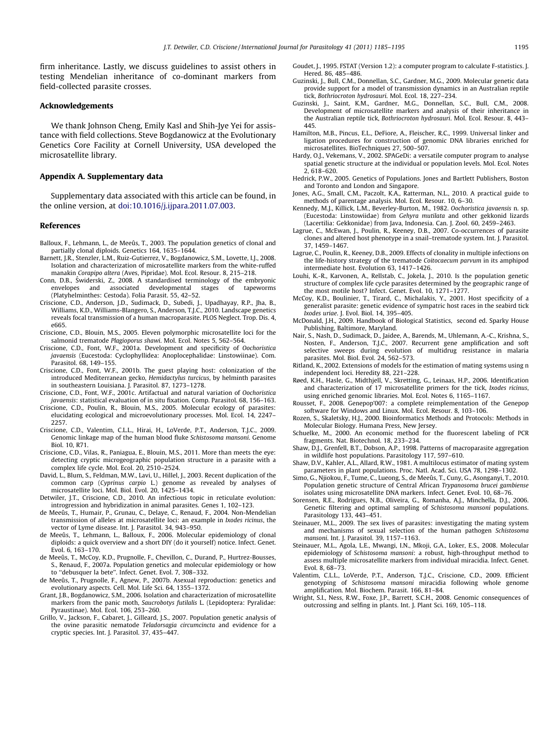firm inheritance. Lastly, we discuss guidelines to assist others in testing Mendelian inheritance of co-dominant markers from field-collected parasite crosses.

## Acknowledgements

We thank Johnson Cheng, Emily Kasl and Shih-Jye Yei for assistance with field collections. Steve Bogdanowicz at the Evolutionary Genetics Core Facility at Cornell University, USA developed the microsatellite library.

## Appendix A. Supplementary data

Supplementary data associated with this article can be found, in the online version, at doi:10.1016/j.ijpara.2011.07.003.

## References

Balloux, F., Lehmann, L., de Meeûs, T., 2003. The population genetics of clonal and partially clonal diploids. Genetics 164, 1635–1644.

Barnett, J.R., Stenzler, L.M., Ruiz-Gutierrez, V., Bogdanowicz, S.M., Lovette, I.J., 2008. Isolation and characterization of microsatellite markers from the white-ruffed manakin *Corapipo altera* (Aves, Pipridae). Mol. Ecol. Resour. 8, 215–218.

Conn, D.B., Świderski, Z., 2008. A standardised terminology of the embryonic envelopes and associated developmental stages of tapeworms (Platyhelminthes: Cestoda). Folia Parasit. 55, 42–52.

Criscione, C.D., Anderson, J.D., Sudimack, D., Subedi, J., Upadhayay, R.P., Jha, B., Williams, K.D., Williams-Blangero, S., Anderson, T.J.C., 2010. Landscape genetics reveals focal transmission of a human macroparasite. PLOS Neglect. Trop. Dis. 4, e665.

Criscione, C.D., Blouin, M.S., 2005. Eleven polymorphic microsatellite loci for the salmonid trematode *Plagioporus shawi*. Mol. Ecol. Notes 5, 562–564.

Criscione, C.D., Font, W.F., 2001a. Development and specificity of *Oochoristica javaensis* (Eucestoda: Cyclophyllidea: Anoplocephalidae: Linstowiinae). Com. Parasitol. 68, 149–155.

Criscione, C.D., Font, W.F., 2001b. The guest playing host: colonization of the introduced Mediterranean gecko, *Hemidactylus turcicus*, by helminth parasites in southeastern Louisiana. J. Parasitol. 87, 1273–1278.

Criscione, C.D., Font, W.F., 2001c. Artifactual and natural variation of *Oochoristica javaensis*: statistical evaluation of in situ fixation. Comp. Parasitol. 68, 156–163.

Criscione, C.D., Poulin, R., Blouin, M.S., 2005. Molecular ecology of parasites: elucidating ecological and microevolutionary processes. Mol. Ecol. 14, 2247–2257.

Criscione, C.D., Valentim, C.L.L., Hirai, H., LoVerde, P.T., Anderson, T.J.C., 2009. Genomic linkage map of the human blood fluke *Schistosoma mansoni*. Genome Biol. 10, R71.

Criscione, C.D., Vilas, R., Paniagua, E., Blouin, M.S., 2011. More than meets the eye: detecting cryptic microgeographic population structure in a parasite with a complex life cycle. Mol. Ecol. 20, 2510–2524.

David, L., Blum, S., Feldman, M.W., Lavi, U., Hillel, J., 2003. Recent duplication of the common carp (*Cyprinus carpio* L.) genome as revealed by analyses of microsatellite loci. Mol. Biol. Evol. 20, 1425–1434.

Detwiler, J.T., Criscione, C.D., 2010. An infectious topic in reticulate evolution: introgression and hybridization in animal parasites. Genes 1, 102–123.

de Meeûs, T., Humair, P., Grunau, C., Delaye, C., Renaud, F., 2004. Non-Mendelian transmission of alleles at microsatellite loci: an example in *Ixodes ricinus*, the vector of Lyme disease. Int. J. Parasitol. 34, 943–950.

de Meeûs, T., Lehmann, L., Balloux, F., 2006. Molecular epidemiology of clonal diploids: a quick overview and a short DIY (do it yourself) notice. Infect. Genet. Evol. 6, 163–170.

de Meeûs, T., McCoy, K.D., Prugnolle, F., Chevillon, C., Durand, P., Hurtrez-Bousses, S., Renaud, F., 2007a. Population genetics and molecular epidemiology or how to "debusquer la bete". Infect. Genet. Evol. 7, 308–332.

de Meeûs, T., Prugnolle, F., Agnew, P., 2007b. Asexual reproduction: genetics and evolutionary aspects. Cell. Mol. Life Sci. 64, 1355–1372.

Grant, J.B., Bogdanowicz, S.M., 2006. Isolation and characterization of microsatellite markers from the panic moth, *Saucrobotys futilalis* L. (Lepidoptera: Pyralidae: Pyraustinae). Mol. Ecol. 106, 253–260.

Grillo, V., Jackson, F., Cabaret, J., Gilleard, J.S., 2007. Population genetic analysis of the ovine parasitic nematode *Teladorsagia circumcincta* and evidence for a cryptic species. Int. J. Parasitol. 37, 435–447.

Goudet, J., 1995. FSTAT (Version 1.2): a computer program to calculate F-statistics. J. Hered. 86, 485–486.

Guzinski, J., Bull, C.M., Donnellan, S.C., Gardner, M.G., 2009. Molecular genetic data provide support for a model of transmission dynamics in an Australian reptile tick, *Bothriocroton hydrosauri*. Mol. Ecol. 18, 227–234.

Guzinski, J., Saint, K.M., Gardner, M.G., Donnellan, S.C., Bull, C.M., 2008. Development of microsatellite markers and analysis of their inheritance in the Australian reptile tick, *Bothriocroton hydrosauri*. Mol. Ecol. Resour. 8, 443–445.

Hamilton, M.B., Pincus, E.L., DeFiore, A., Fleischer, R.C., 1999. Universal linker and ligation procedures for construction of genomic DNA libraries enriched for microsatellites. BioTechniques 27, 500–507.

Hardy, O.J., Vekemans, V., 2002. SPAGeDi: a versatile computer program to analyse spatial genetic structure at the individual or population levels. Mol. Ecol. Notes 2, 618–620.

Hedrick, P.W., 2005. Genetics of Populations. Jones and Bartlett Publishers, Boston and Toronto and London and Singapore.

Jones, A.G., Small, C.M., Paczolt, K.A., Ratterman, N.L., 2010. A practical guide to methods of parentage analysis. Mol. Ecol. Resour. 10, 6–30.

Kennedy, M.J., Killick, L.M., Beverley-Burton, M., 1982. *Oochoristica javaensis* n. sp. (Eucestoda: Linstowiidae) from *Gehyra mutilata* and other gekkonid lizards (Lacertilia: Gekkonidae) from Java, Indonesia. Can. J. Zool. 60, 2459–2463.

Lagrue, C., McEwan, J., Poulin, R., Keeney, D.B., 2007. Co-occurrences of parasite clones and altered host phenotype in a snail–trematode system. Int. J. Parasitol. 37, 1459–1467.

Lagrue, C., Poulin, R., Keeney, D.B., 2009. Effects of clonality in multiple infections on the life-history strategy of the trematode *Coitocaecum parvum* in its amphipod intermediate host. Evolution 63, 1417–1426.

Louhi, K.-R., Karvonen, A., Rellstab, C., Jokela, J., 2010. Is the population genetic structure of complex life cycle parasites determined by the geographic range of the most motile host? Infect. Genet. Evol. 10, 1271–1277.

McCoy, K.D., Boulinier, T., Tirard, C., Michalakis, Y., 2001. Host specificity of a generalist parasite: genetic evidence of sympatric host races in the seabird tick *Ixodes uriae*. J. Evol. Biol. 14, 395–405.

McDonald, J.H., 2009. Handbook of Biological Statistics, second ed. Sparky House Publishing, Baltimore, Maryland.

Nair, S., Nash, D., Sudimack, D., Jaidee, A., Barends, M., Uhlemann, A.-C., Krishna, S., Nosten, F., Anderson, T.J.C., 2007. Recurrent gene amplification and soft selective sweeps during evolution of multidrug resistance in malaria parasites. Mol. Biol. Evol. 24, 562–573.

Ritland, K., 2002. Extensions of models for the estimation of mating systems using n independent loci. Heredity 88, 221–228.

Røed, K.H., Hasle, G., Midthjell, V., Skretting, G., Leinaas, H.P., 2006. Identification and characterization of 17 microsatellite primers for the tick, *Ixodes ricinus*, using enriched genomic libraries. Mol. Ecol. Notes 6, 1165–1167.

Rousset, F., 2008. Genepop'007: a complete reimplementation of the Genepop software for Windows and Linux. Mol. Ecol. Resour. 8, 103–106.

Rozen, S., Skaletsky, H.J., 2000. Bioinformatics Methods and Protocols: Methods in Molecular Biology. Humana Press, New Jersey.

Schuelke, M., 2000. An economic method for the fluorescent labeling of PCR fragments. Nat. Biotechnol. 18, 233–234.

Shaw, D.J., Grenfell, B.T., Dobson, A.P., 1998. Patterns of macroparasite aggregation in wildlife host populations. Parasitology 117, 597–610.

Shaw, D.V., Kahler, A.L., Allard, R.W., 1981. A multilocus estimator of mating system parameters in plant populations. Proc. Natl. Acad. Sci. USA 78, 1298–1302.

Simo, G., Njiokou, F., Tume, C., Lueong, S., de Meeûs, T., Cuny, G., Asonganyi, T., 2010. Population genetic structure of Central African *Trypanosoma brucei gambiense* isolates using microsatellite DNA markers. Infect. Genet. Evol. 10, 68–76.

Sorensen, R.E., Rodrigues, N.B., Oliveira, G., Romanha, A.J., Minchella, D.J., 2006. Genetic filtering and optimal sampling of *Schistosoma mansoni* populations. Parasitology 133, 443–451.

Steinauer, M.L., 2009. The sex lives of parasites: investigating the mating system and mechanisms of sexual selection of the human pathogen *Schistosoma mansoni*. Int. J. Parasitol. 39, 1157–1163.

Steinauer, M.L., Agola, L.E., Mwangi, I.N., Mkoji, G.A., Loker, E.S., 2008. Molecular epidemiology of *Schistosoma mansoni*: a robust, high-throughput method to assess multiple microsatellite markers from individual miracidia. Infect. Genet. Evol. 8, 68–73.

Valentim, C.L.L., LoVerde, P.T., Anderson, T.J.C., Criscione, C.D., 2009. Efficient genotyping of *Schistosoma mansoni* miracidia following whole genome amplification. Mol. Biochem. Parasit. 166, 81–84.

Wright, S.I., Ness, R.W., Foxe, J.P., Barrett, S.C.H., 2008. Genomic consequences of outcrossing and selfing in plants. Int. J. Plant Sci. 169, 105–118.